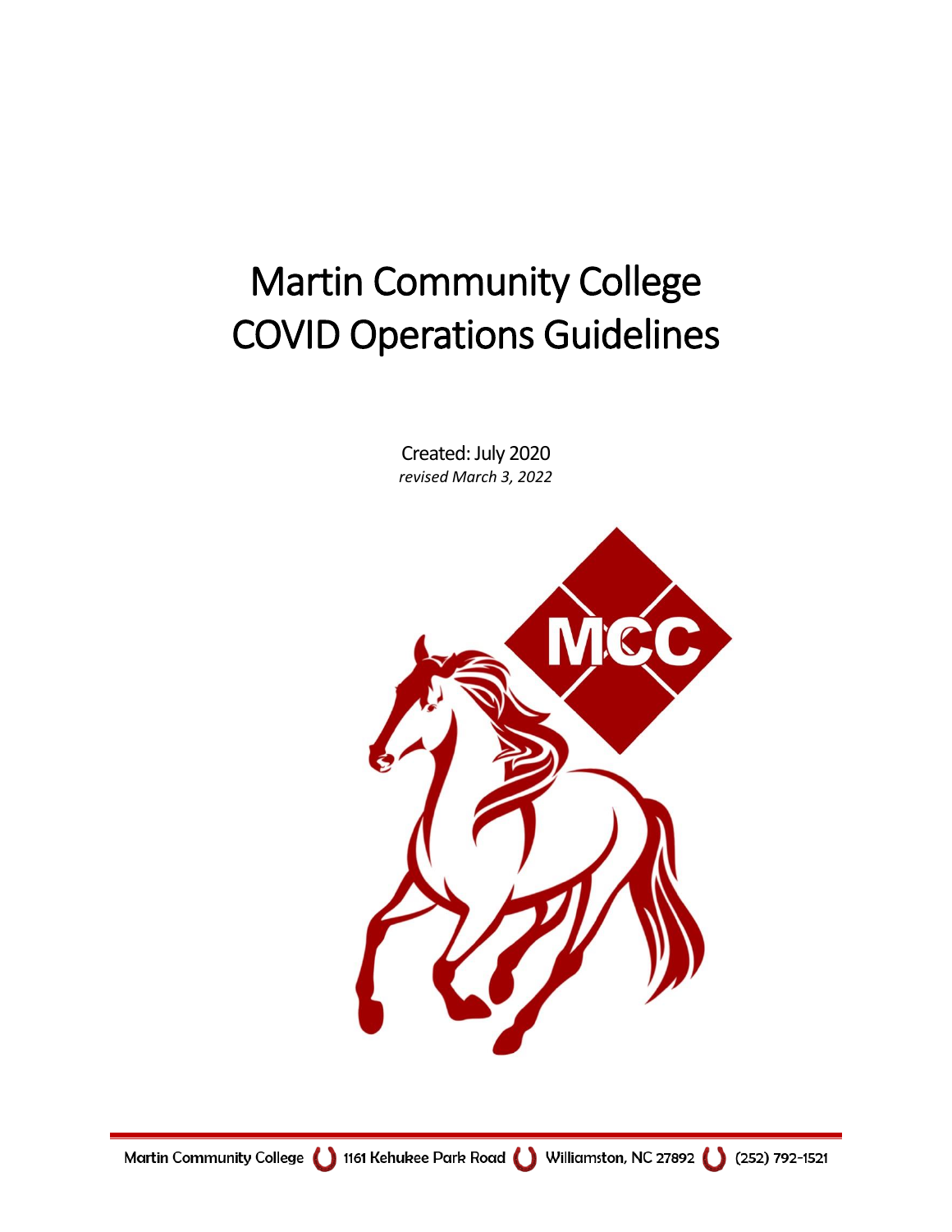# Martin Community College
# COVID Operations Guidelines

Created: July 2020

*revised March 3, 2022*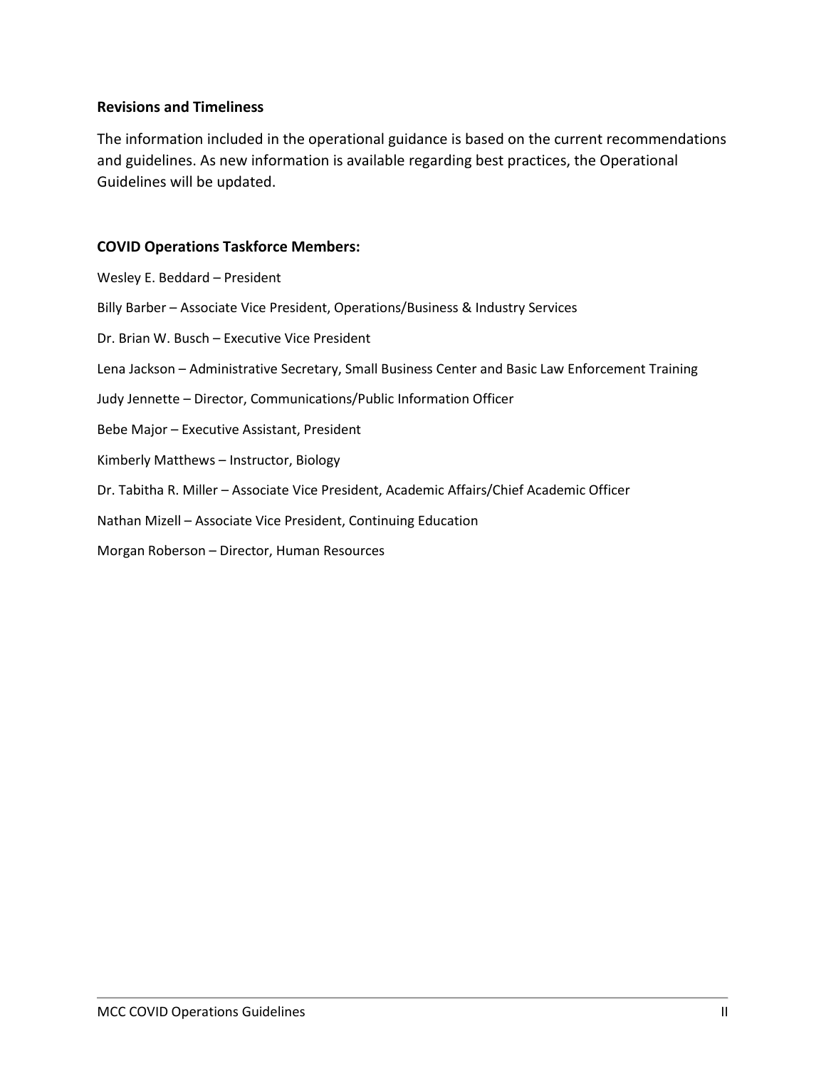**Revisions and Timeliness**

The information included in the operational guidance is based on the current recommendations and guidelines. As new information is available regarding best practices, the Operational Guidelines will be updated.

**COVID Operations Taskforce Members:**

Wesley E. Beddard – President

Billy Barber – Associate Vice President, Operations/Business & Industry Services

Dr. Brian W. Busch – Executive Vice President

Lena Jackson – Administrative Secretary, Small Business Center and Basic Law Enforcement Training

Judy Jennette – Director, Communications/Public Information Officer

Bebe Major – Executive Assistant, President

Kimberly Matthews – Instructor, Biology

Dr. Tabitha R. Miller – Associate Vice President, Academic Affairs/Chief Academic Officer

Nathan Mizell – Associate Vice President, Continuing Education

Morgan Roberson – Director, Human Resources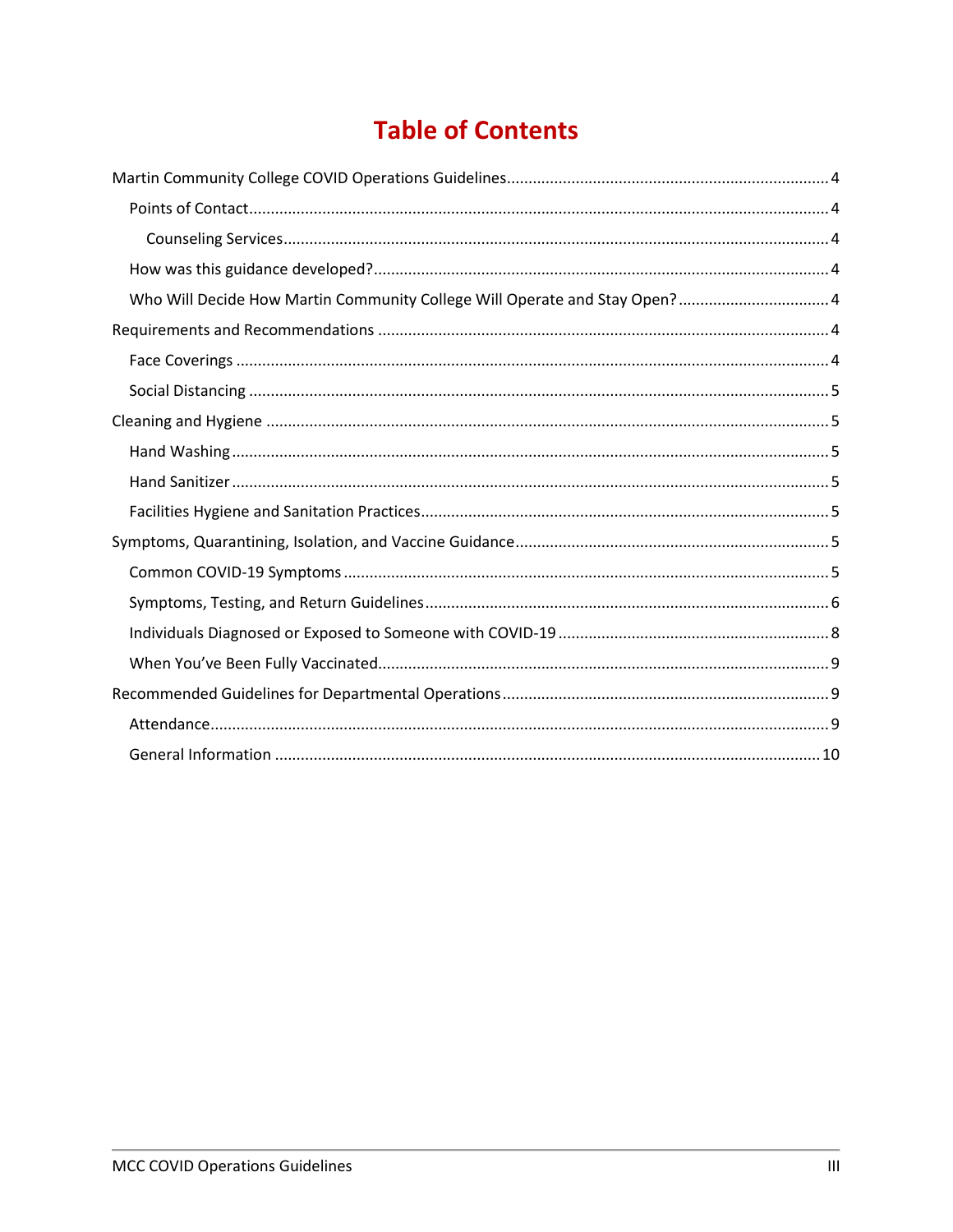# Table of Contents

Martin Community College COVID Operations Guidelines ........ 4

- Points of Contact ........ 4
  - Counseling Services ........ 4
- How was this guidance developed? ........ 4
- Who Will Decide How Martin Community College Will Operate and Stay Open? ........ 4

Requirements and Recommendations ........ 4

- Face Coverings ........ 4
- Social Distancing ........ 5

Cleaning and Hygiene ........ 5

- Hand Washing ........ 5
- Hand Sanitizer ........ 5
- Facilities Hygiene and Sanitation Practices ........ 5

Symptoms, Quarantining, Isolation, and Vaccine Guidance ........ 5

- Common COVID-19 Symptoms ........ 5
- Symptoms, Testing, and Return Guidelines ........ 6
- Individuals Diagnosed or Exposed to Someone with COVID-19 ........ 8
- When You've Been Fully Vaccinated ........ 9

Recommended Guidelines for Departmental Operations ........ 9

- Attendance ........ 9
- General Information ........ 10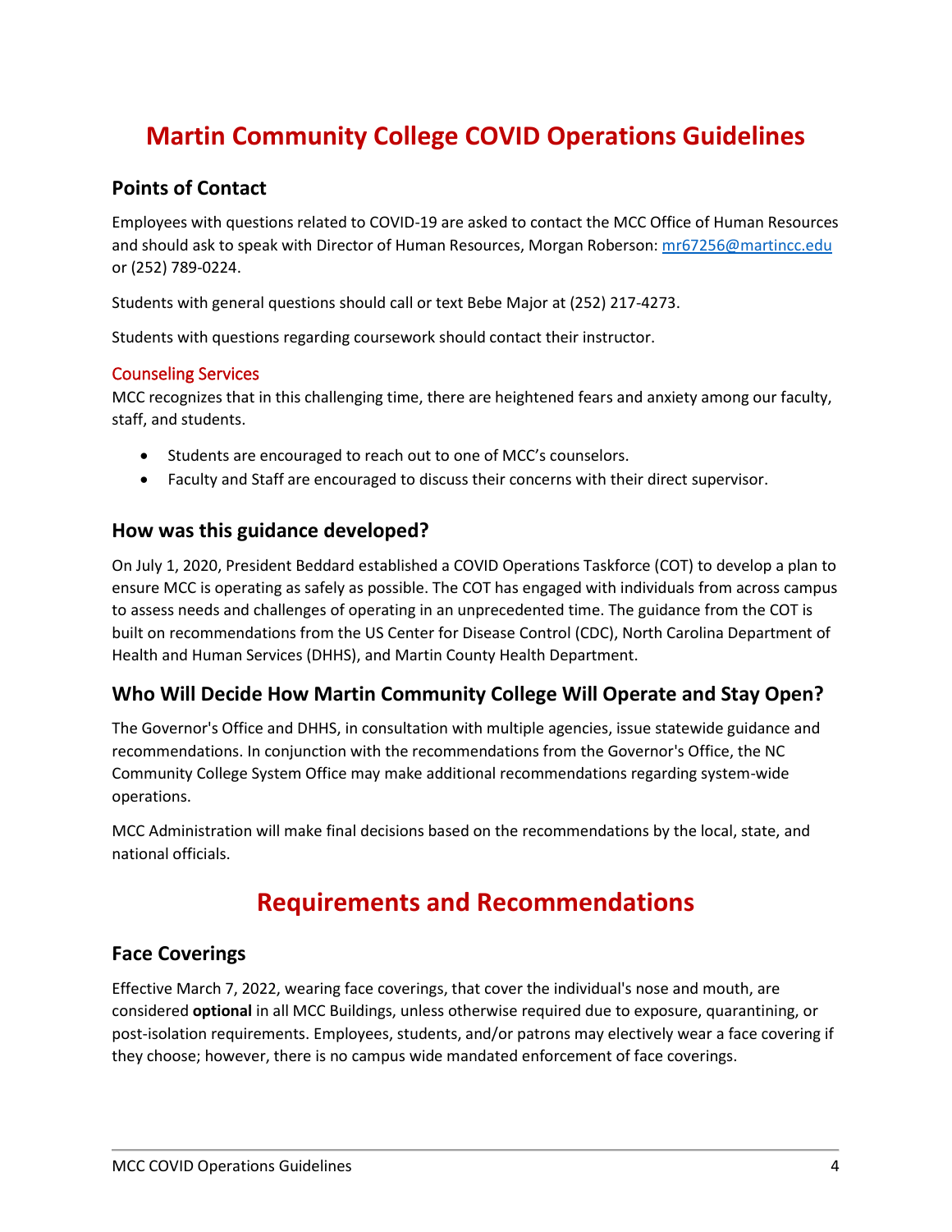# Martin Community College COVID Operations Guidelines

## Points of Contact

Employees with questions related to COVID-19 are asked to contact the MCC Office of Human Resources and should ask to speak with Director of Human Resources, Morgan Roberson: mr67256@martincc.edu or (252) 789-0224.

Students with general questions should call or text Bebe Major at (252) 217-4273.

Students with questions regarding coursework should contact their instructor.

### Counseling Services

MCC recognizes that in this challenging time, there are heightened fears and anxiety among our faculty, staff, and students.

- Students are encouraged to reach out to one of MCC's counselors.
- Faculty and Staff are encouraged to discuss their concerns with their direct supervisor.

## How was this guidance developed?

On July 1, 2020, President Beddard established a COVID Operations Taskforce (COT) to develop a plan to ensure MCC is operating as safely as possible. The COT has engaged with individuals from across campus to assess needs and challenges of operating in an unprecedented time. The guidance from the COT is built on recommendations from the US Center for Disease Control (CDC), North Carolina Department of Health and Human Services (DHHS), and Martin County Health Department.

## Who Will Decide How Martin Community College Will Operate and Stay Open?

The Governor's Office and DHHS, in consultation with multiple agencies, issue statewide guidance and recommendations. In conjunction with the recommendations from the Governor's Office, the NC Community College System Office may make additional recommendations regarding system-wide operations.

MCC Administration will make final decisions based on the recommendations by the local, state, and national officials.

# Requirements and Recommendations

## Face Coverings

Effective March 7, 2022, wearing face coverings, that cover the individual's nose and mouth, are considered **optional** in all MCC Buildings, unless otherwise required due to exposure, quarantining, or post-isolation requirements. Employees, students, and/or patrons may electively wear a face covering if they choose; however, there is no campus wide mandated enforcement of face coverings.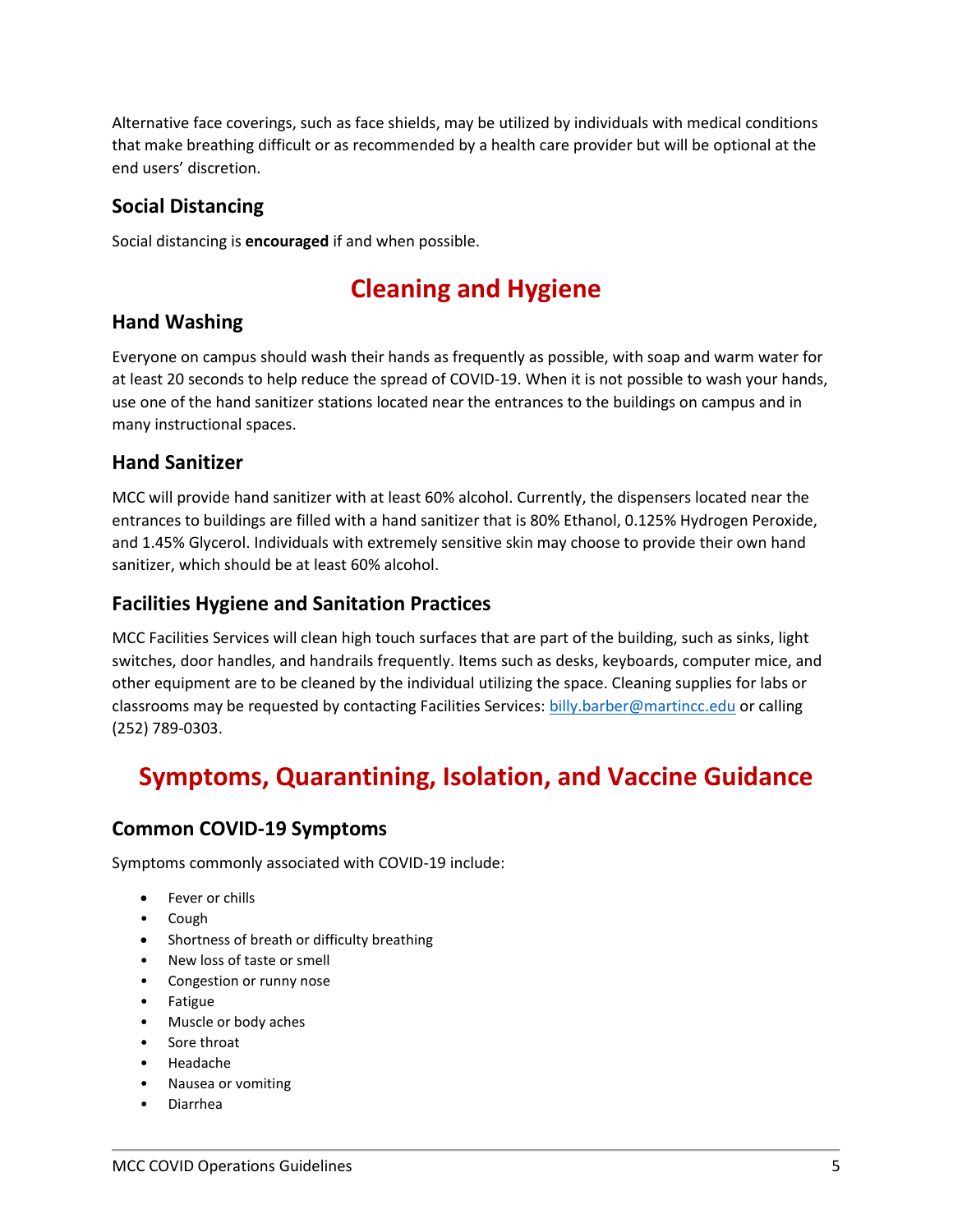Alternative face coverings, such as face shields, may be utilized by individuals with medical conditions that make breathing difficult or as recommended by a health care provider but will be optional at the end users' discretion.

### Social Distancing

Social distancing is **encouraged** if and when possible.

## Cleaning and Hygiene

### Hand Washing

Everyone on campus should wash their hands as frequently as possible, with soap and warm water for at least 20 seconds to help reduce the spread of COVID-19. When it is not possible to wash your hands, use one of the hand sanitizer stations located near the entrances to the buildings on campus and in many instructional spaces.

### Hand Sanitizer

MCC will provide hand sanitizer with at least 60% alcohol. Currently, the dispensers located near the entrances to buildings are filled with a hand sanitizer that is 80% Ethanol, 0.125% Hydrogen Peroxide, and 1.45% Glycerol. Individuals with extremely sensitive skin may choose to provide their own hand sanitizer, which should be at least 60% alcohol.

### Facilities Hygiene and Sanitation Practices

MCC Facilities Services will clean high touch surfaces that are part of the building, such as sinks, light switches, door handles, and handrails frequently. Items such as desks, keyboards, computer mice, and other equipment are to be cleaned by the individual utilizing the space. Cleaning supplies for labs or classrooms may be requested by contacting Facilities Services: billy.barber@martincc.edu or calling (252) 789-0303.

## Symptoms, Quarantining, Isolation, and Vaccine Guidance

### Common COVID-19 Symptoms

Symptoms commonly associated with COVID-19 include:

- Fever or chills
- Cough
- Shortness of breath or difficulty breathing
- New loss of taste or smell
- Congestion or runny nose
- Fatigue
- Muscle or body aches
- Sore throat
- Headache
- Nausea or vomiting
- Diarrhea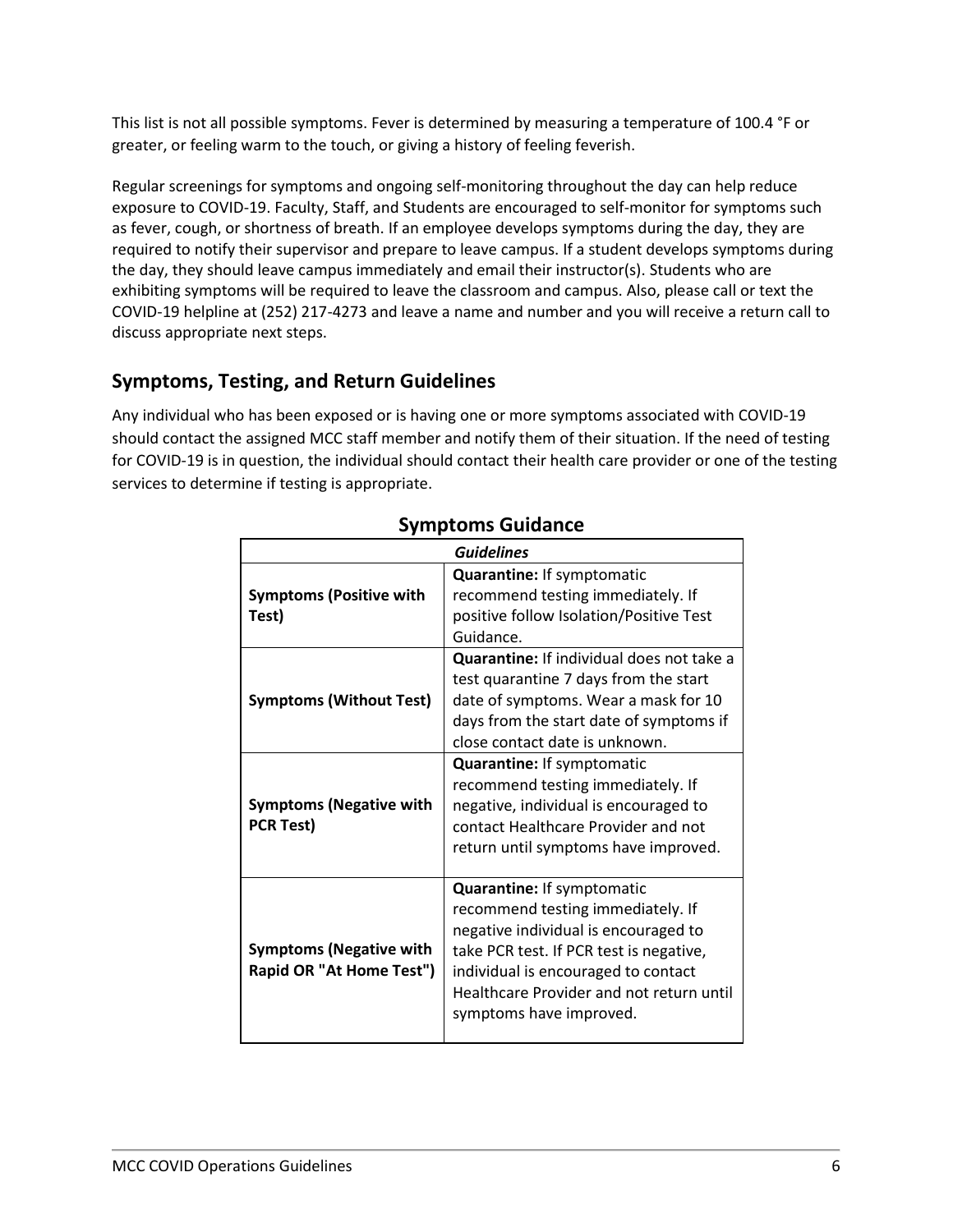This list is not all possible symptoms. Fever is determined by measuring a temperature of 100.4 °F or greater, or feeling warm to the touch, or giving a history of feeling feverish.

Regular screenings for symptoms and ongoing self-monitoring throughout the day can help reduce exposure to COVID-19. Faculty, Staff, and Students are encouraged to self-monitor for symptoms such as fever, cough, or shortness of breath. If an employee develops symptoms during the day, they are required to notify their supervisor and prepare to leave campus. If a student develops symptoms during the day, they should leave campus immediately and email their instructor(s). Students who are exhibiting symptoms will be required to leave the classroom and campus. Also, please call or text the COVID-19 helpline at (252) 217-4273 and leave a name and number and you will receive a return call to discuss appropriate next steps.

## Symptoms, Testing, and Return Guidelines

Any individual who has been exposed or is having one or more symptoms associated with COVID-19 should contact the assigned MCC staff member and notify them of their situation. If the need of testing for COVID-19 is in question, the individual should contact their health care provider or one of the testing services to determine if testing is appropriate.

### Symptoms Guidance

| *Guidelines* | |
|---|---|
| **Symptoms (Positive with Test)** | **Quarantine:** If symptomatic recommend testing immediately. If positive follow Isolation/Positive Test Guidance. |
| **Symptoms (Without Test)** | **Quarantine:** If individual does not take a test quarantine 7 days from the start date of symptoms. Wear a mask for 10 days from the start date of symptoms if close contact date is unknown. |
| **Symptoms (Negative with PCR Test)** | **Quarantine:** If symptomatic recommend testing immediately. If negative, individual is encouraged to contact Healthcare Provider and not return until symptoms have improved. |
| **Symptoms (Negative with Rapid OR "At Home Test")** | **Quarantine:** If symptomatic recommend testing immediately. If negative individual is encouraged to take PCR test. If PCR test is negative, individual is encouraged to contact Healthcare Provider and not return until symptoms have improved. |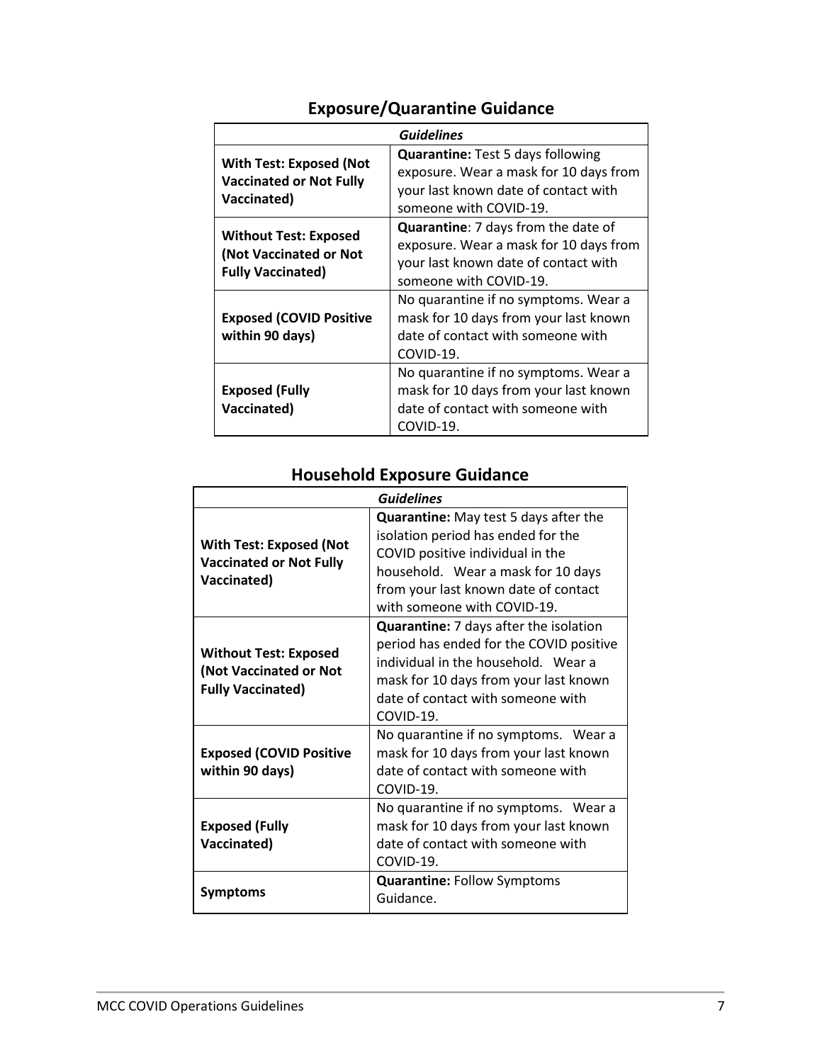## Exposure/Quarantine Guidance

| *Guidelines* | |
|---|---|
| **With Test: Exposed (Not Vaccinated or Not Fully Vaccinated)** | **Quarantine:** Test 5 days following exposure. Wear a mask for 10 days from your last known date of contact with someone with COVID-19. |
| **Without Test: Exposed (Not Vaccinated or Not Fully Vaccinated)** | **Quarantine**: 7 days from the date of exposure. Wear a mask for 10 days from your last known date of contact with someone with COVID-19. |
| **Exposed (COVID Positive within 90 days)** | No quarantine if no symptoms. Wear a mask for 10 days from your last known date of contact with someone with COVID-19. |
| **Exposed (Fully Vaccinated)** | No quarantine if no symptoms. Wear a mask for 10 days from your last known date of contact with someone with COVID-19. |

## Household Exposure Guidance

| *Guidelines* | |
|---|---|
| **With Test: Exposed (Not Vaccinated or Not Fully Vaccinated)** | **Quarantine:** May test 5 days after the isolation period has ended for the COVID positive individual in the household. Wear a mask for 10 days from your last known date of contact with someone with COVID-19. |
| **Without Test: Exposed (Not Vaccinated or Not Fully Vaccinated)** | **Quarantine:** 7 days after the isolation period has ended for the COVID positive individual in the household. Wear a mask for 10 days from your last known date of contact with someone with COVID-19. |
| **Exposed (COVID Positive within 90 days)** | No quarantine if no symptoms. Wear a mask for 10 days from your last known date of contact with someone with COVID-19. |
| **Exposed (Fully Vaccinated)** | No quarantine if no symptoms. Wear a mask for 10 days from your last known date of contact with someone with COVID-19. |
| **Symptoms** | **Quarantine:** Follow Symptoms Guidance. |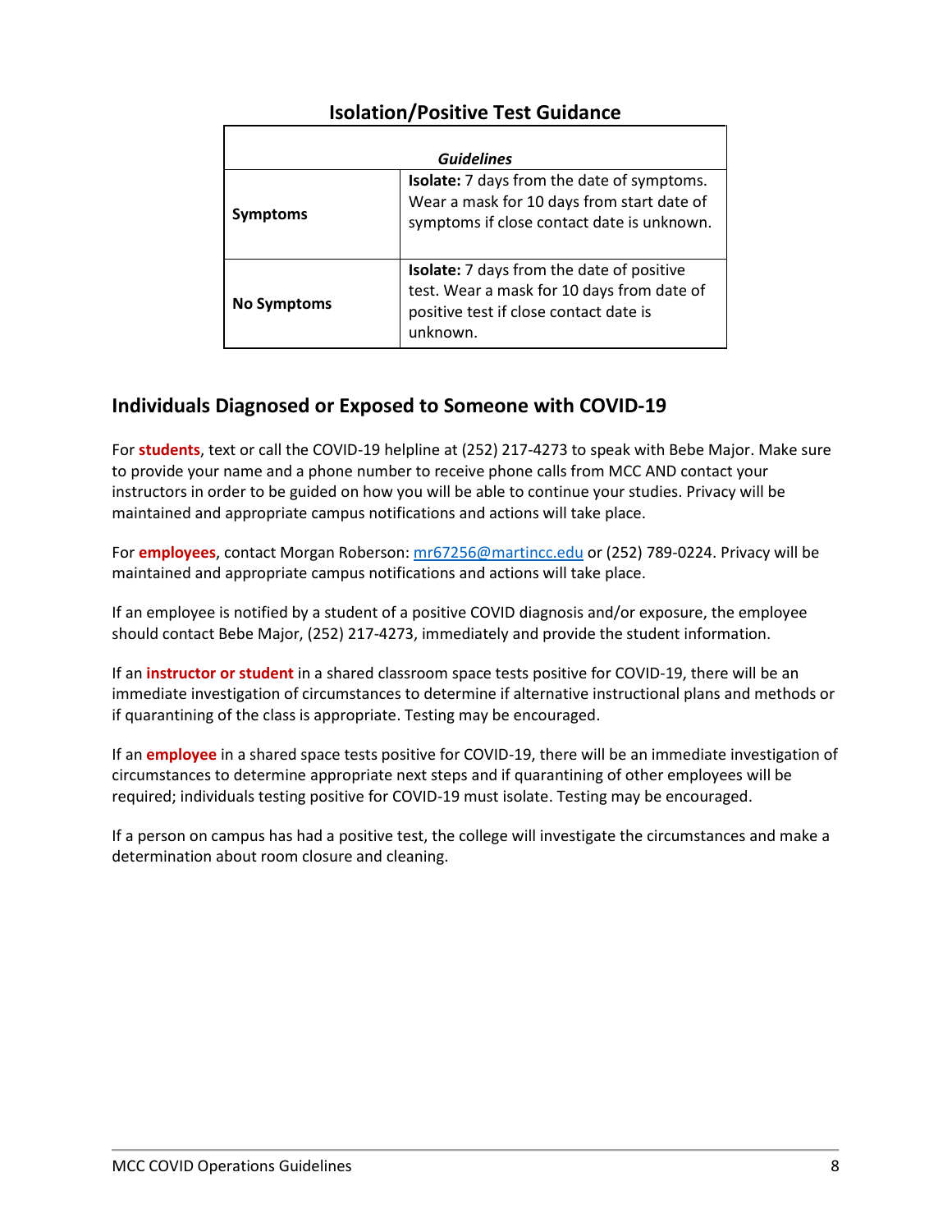## Isolation/Positive Test Guidance

| | *Guidelines* |
|---|---|
| **Symptoms** | **Isolate:** 7 days from the date of symptoms. Wear a mask for 10 days from start date of symptoms if close contact date is unknown. |
| **No Symptoms** | **Isolate:** 7 days from the date of positive test. Wear a mask for 10 days from date of positive test if close contact date is unknown. |

## Individuals Diagnosed or Exposed to Someone with COVID-19

For **students**, text or call the COVID-19 helpline at (252) 217-4273 to speak with Bebe Major. Make sure to provide your name and a phone number to receive phone calls from MCC AND contact your instructors in order to be guided on how you will be able to continue your studies. Privacy will be maintained and appropriate campus notifications and actions will take place.

For **employees**, contact Morgan Roberson: mr67256@martincc.edu or (252) 789-0224. Privacy will be maintained and appropriate campus notifications and actions will take place.

If an employee is notified by a student of a positive COVID diagnosis and/or exposure, the employee should contact Bebe Major, (252) 217-4273, immediately and provide the student information.

If an **instructor or student** in a shared classroom space tests positive for COVID-19, there will be an immediate investigation of circumstances to determine if alternative instructional plans and methods or if quarantining of the class is appropriate. Testing may be encouraged.

If an **employee** in a shared space tests positive for COVID-19, there will be an immediate investigation of circumstances to determine appropriate next steps and if quarantining of other employees will be required; individuals testing positive for COVID-19 must isolate. Testing may be encouraged.

If a person on campus has had a positive test, the college will investigate the circumstances and make a determination about room closure and cleaning.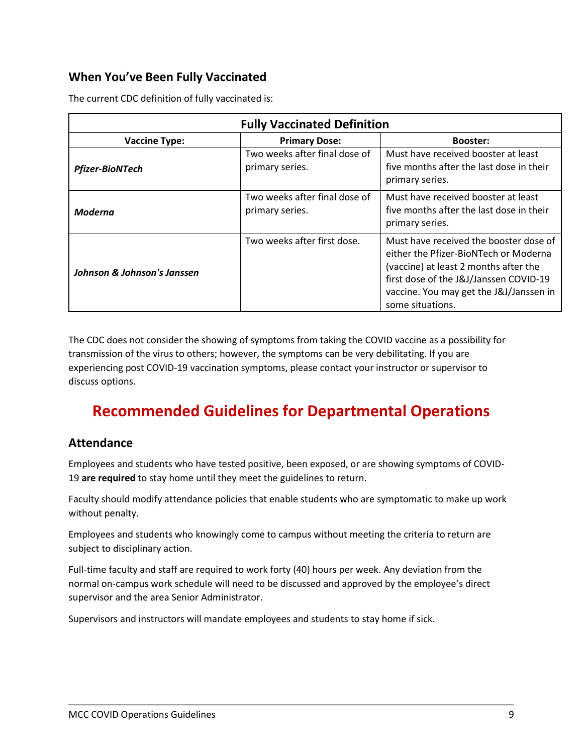## When You've Been Fully Vaccinated

The current CDC definition of fully vaccinated is:

| Fully Vaccinated Definition | | |
|---|---|---|
| **Vaccine Type:** | **Primary Dose:** | **Booster:** |
| ***Pfizer-BioNTech*** | Two weeks after final dose of primary series. | Must have received booster at least five months after the last dose in their primary series. |
| ***Moderna*** | Two weeks after final dose of primary series. | Must have received booster at least five months after the last dose in their primary series. |
| ***Johnson & Johnson's Janssen*** | Two weeks after first dose. | Must have received the booster dose of either the Pfizer-BioNTech or Moderna (vaccine) at least 2 months after the first dose of the J&J/Janssen COVID-19 vaccine. You may get the J&J/Janssen in some situations. |

The CDC does not consider the showing of symptoms from taking the COVID vaccine as a possibility for transmission of the virus to others; however, the symptoms can be very debilitating. If you are experiencing post COVID-19 vaccination symptoms, please contact your instructor or supervisor to discuss options.

# Recommended Guidelines for Departmental Operations

## Attendance

Employees and students who have tested positive, been exposed, or are showing symptoms of COVID-19 **are required** to stay home until they meet the guidelines to return.

Faculty should modify attendance policies that enable students who are symptomatic to make up work without penalty.

Employees and students who knowingly come to campus without meeting the criteria to return are subject to disciplinary action.

Full-time faculty and staff are required to work forty (40) hours per week. Any deviation from the normal on-campus work schedule will need to be discussed and approved by the employee's direct supervisor and the area Senior Administrator.

Supervisors and instructors will mandate employees and students to stay home if sick.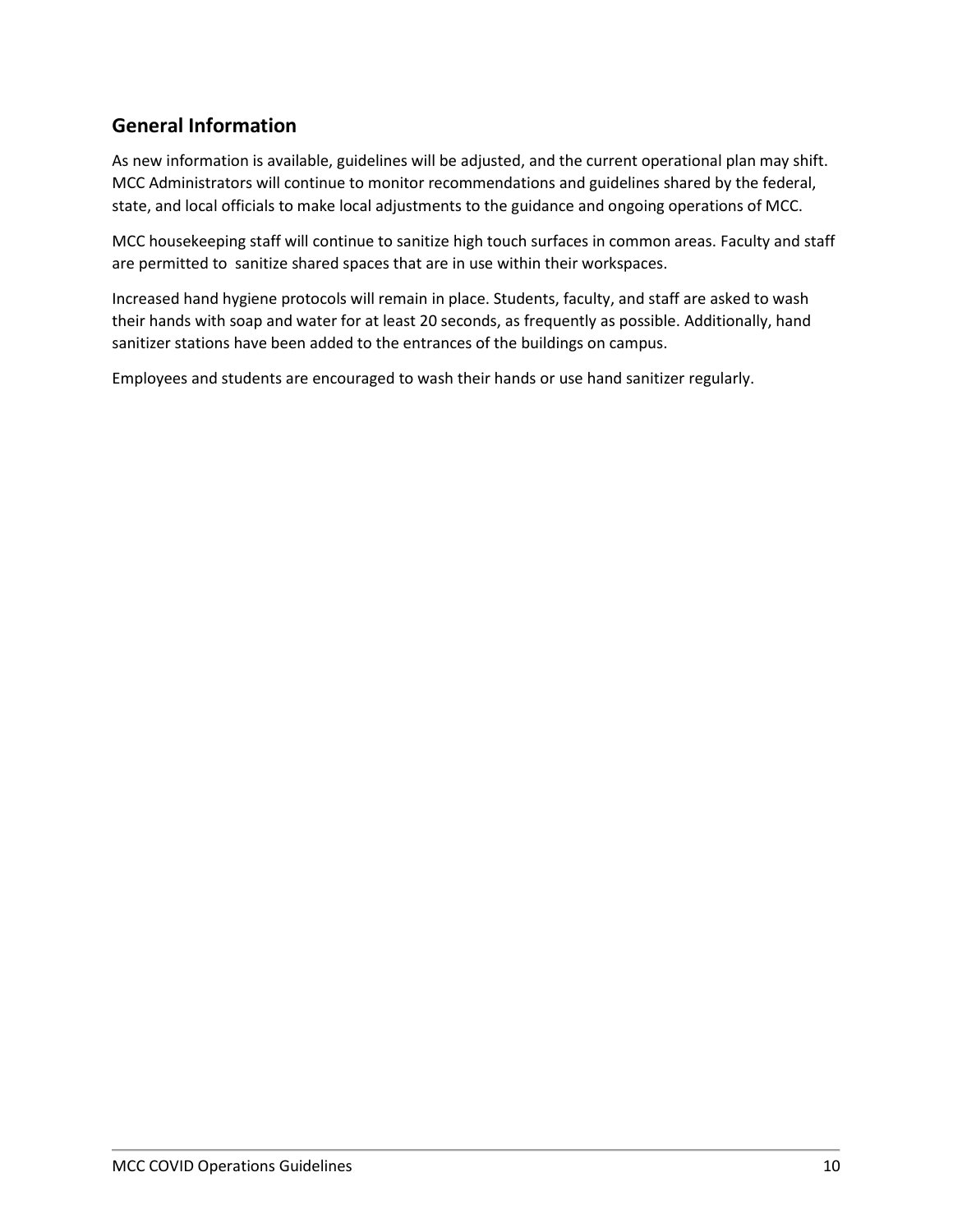## General Information

As new information is available, guidelines will be adjusted, and the current operational plan may shift. MCC Administrators will continue to monitor recommendations and guidelines shared by the federal, state, and local officials to make local adjustments to the guidance and ongoing operations of MCC.

MCC housekeeping staff will continue to sanitize high touch surfaces in common areas. Faculty and staff are permitted to sanitize shared spaces that are in use within their workspaces.

Increased hand hygiene protocols will remain in place. Students, faculty, and staff are asked to wash their hands with soap and water for at least 20 seconds, as frequently as possible. Additionally, hand sanitizer stations have been added to the entrances of the buildings on campus.

Employees and students are encouraged to wash their hands or use hand sanitizer regularly.